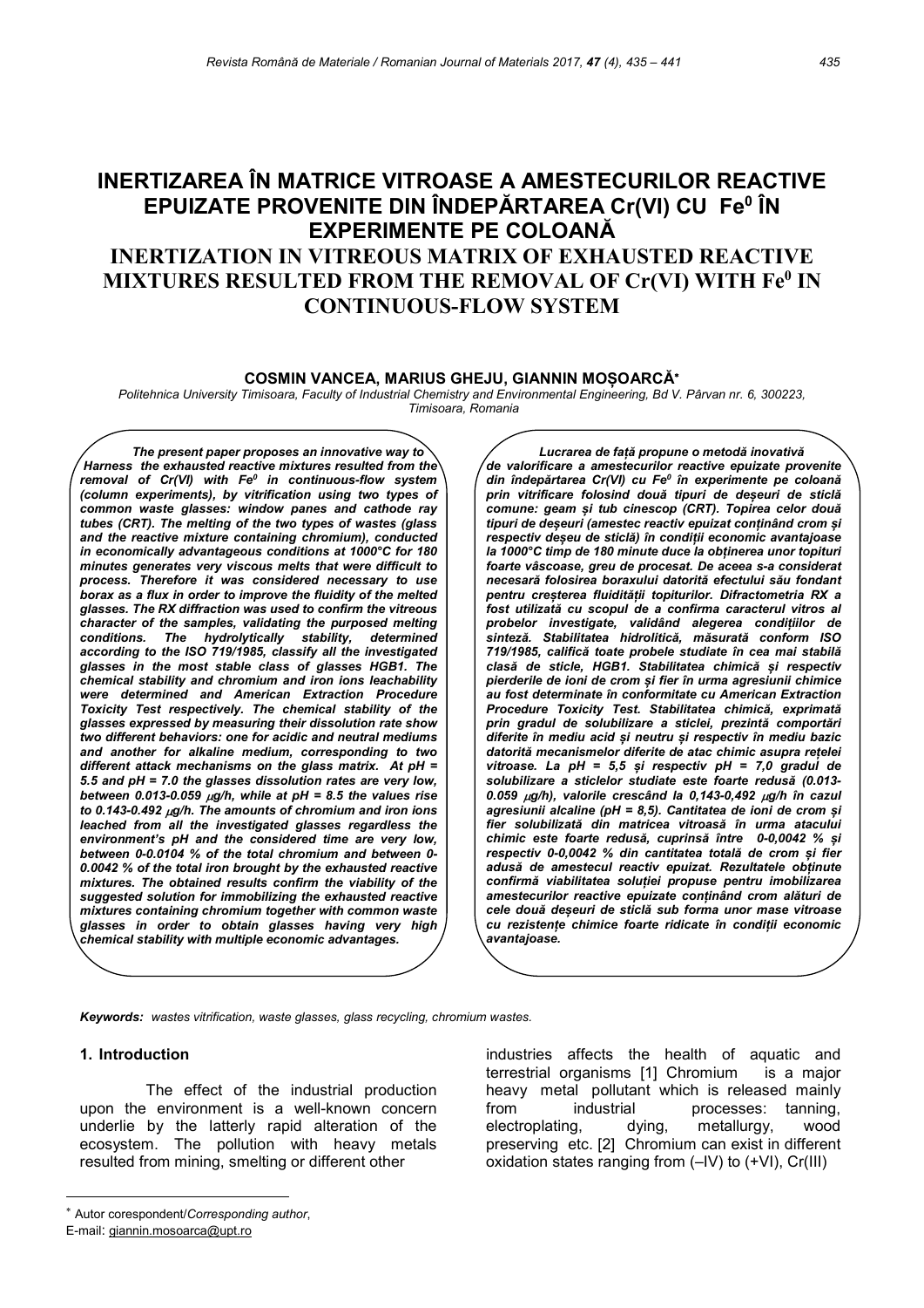# INERTIZAREA ÎN MATRICE VITROASE A AMESTECURILOR REACTIVE EPUIZATE PROVENITE DIN ÎNDEPĂRTAREA Cr(VI) CU $Fe^0$ ÎN EXPERIMENTE PE COLOANĂ

# INERTIZATION IN VITREOUS MATRIX OF EXHAUSTED REACTIVE MIXTURES RESULTED FROM THE REMOVAL OF Cr(VI) WITH $Fe^0$ IN CONTINUOUS-FLOW SYSTEM

**COSMIN VANCEA, MARIUS GHEJU, GIANNIN MOȘOARCĂ***

*Politehnica University Timisoara, Faculty of Industrial Chemistry and Environmental Engineering, Bd V. Pârvan nr. 6, 300223, Timisoara, Romania*

***The present paper proposes an innovative way to Harness the exhausted reactive mixtures resulted from the removal of Cr(VI) with $Fe^0$ in continuous-flow system (column experiments), by vitrification using two types of common waste glasses: window panes and cathode ray tubes (CRT). The melting of the two types of wastes (glass and the reactive mixture containing chromium), conducted in economically advantageous conditions at 1000°C for 180 minutes generates very viscous melts that were difficult to process. Therefore it was considered necessary to use borax as a flux in order to improve the fluidity of the melted glasses. The RX diffraction was used to confirm the vitreous character of the samples, validating the purposed melting conditions. The hydrolytically stability, determined according to the ISO 719/1985, classify all the investigated glasses in the most stable class of glasses HGB1. The chemical stability and chromium and iron ions leachability were determined and American Extraction Procedure Toxicity Test respectively. The chemical stability of the glasses expressed by measuring their dissolution rate show two different behaviors: one for acidic and neutral mediums and another for alkaline medium, corresponding to two different attack mechanisms on the glass matrix. At pH = 5.5 and pH = 7.0 the glasses dissolution rates are very low, between 0.013-0.059 μg/h, while at pH = 8.5 the values rise to 0.143-0.492 μg/h. The amounts of chromium and iron ions leached from all the investigated glasses regardless the environment's pH and the considered time are very low, between 0-0.0104 % of the total chromium and between 0-0.0042 % of the total iron brought by the exhausted reactive mixtures. The obtained results confirm the viability of the suggested solution for immobilizing the exhausted reactive mixtures containing chromium together with common waste glasses in order to obtain glasses having very high chemical stability with multiple economic advantages.***

***Lucrarea de față propune o metodă inovativă de valorificare a amestecurilor reactive epuizate provenite din îndepărtarea Cr(VI) cu $Fe^0$ în experimente pe coloană prin vitrificare folosind două tipuri de deșeuri de sticlă comune: geam și tub cinescop (CRT). Topirea celor două tipuri de deșeuri (amestec reactiv epuizat conținând crom și respectiv deșeu de sticlă) în condiții economic avantajoase la 1000°C timp de 180 minute duce la obținerea unor topituri foarte vâscoase, greu de procesat. De aceea s-a considerat necesară folosirea boraxului datorită efectului său fondant pentru creșterea fluidității topiturilor. Difractometria RX a fost utilizată cu scopul de a confirma caracterul vitros al probelor investigate, validând alegerea condițiilor de sinteză. Stabilitatea hidrolitică, măsurată conform ISO 719/1985, califică toate probele studiate în cea mai stabilă clasă de sticle, HGB1. Stabilitatea chimică și respectiv pierderile de ioni de crom și fier în urma agresiunii chimice au fost determinate în conformitate cu American Extraction Procedure Toxicity Test. Stabilitatea chimică, exprimată prin gradul de solubilizare a sticlei, prezintă comportări diferite în mediu acid și neutru și respectiv în mediu bazic datorită mecanismelor diferite de atac chimic asupra rețelei vitroase. La pH = 5,5 și respectiv pH = 7,0 gradul de solubilizare a sticlelor studiate este foarte redusă (0.013-0.059 μg/h), valorile crescând la 0,143-0,492 μg/h în cazul agresiunii alcaline (pH = 8,5). Cantitatea de ioni de crom și fier solubilizată din matricea vitroasă în urma atacului chimic este foarte redusă, cuprinsă între 0-0,0042 % și respectiv 0-0,0042 % din cantitatea totală de crom și fier adusă de amestecul reactiv epuizat. Rezultatele obținute confirmă viabilitatea soluției propuse pentru imobilizarea amestecurilor reactive epuizate conținând crom alături de cele două deșeuri de sticlă sub forma unor mase vitroase cu rezistențe chimice foarte ridicate în condiții economic avantajoase.***

***Keywords:** wastes vitrification, waste glasses, glass recycling, chromium wastes.*

## 1. Introduction

The effect of the industrial production upon the environment is a well-known concern underlie by the latterly rapid alteration of the ecosystem. The pollution with heavy metals resulted from mining, smelting or different other industries affects the health of aquatic and terrestrial organisms [1] Chromium is a major heavy metal pollutant which is released mainly from industrial processes: tanning, electroplating, dying, metallurgy, wood preserving etc. [2] Chromium can exist in different oxidation states ranging from (–IV) to (+VI), Cr(III)

---

* Autor corespondent/*Corresponding author*,
E-mail: giannin.mosoarca@upt.ro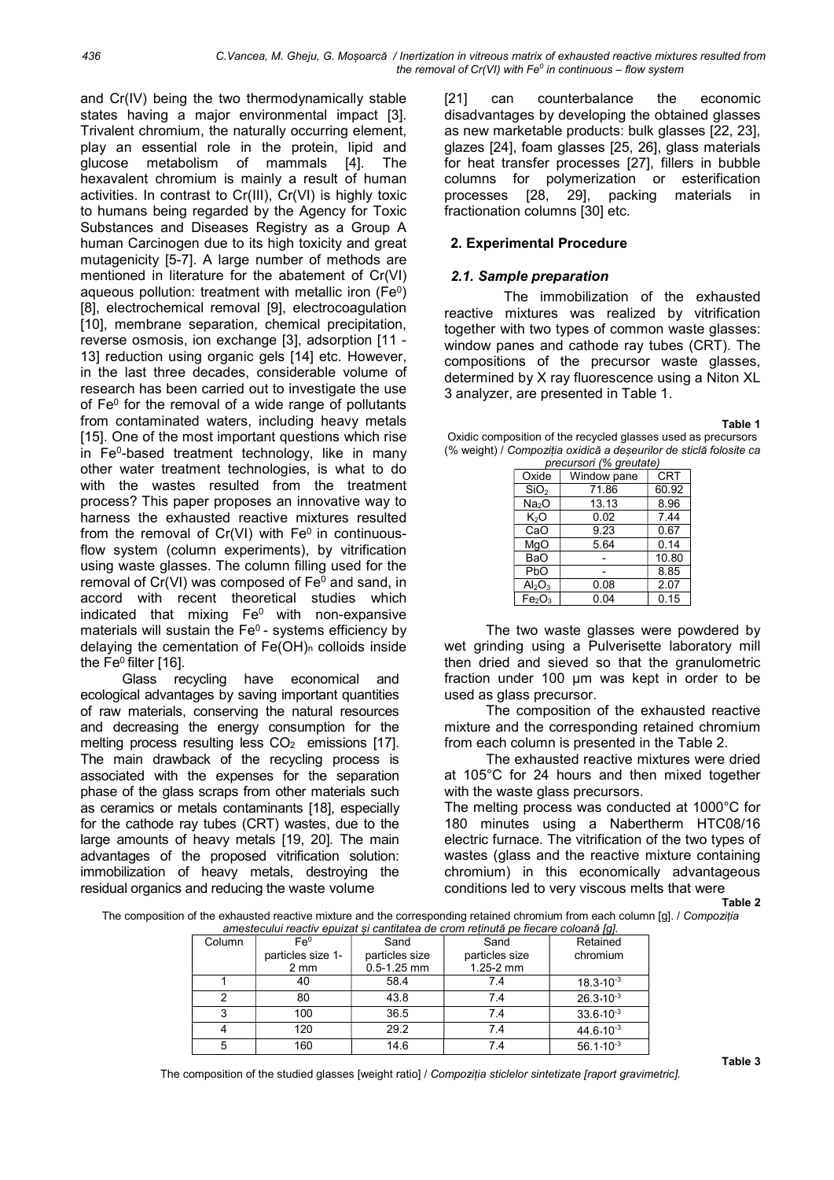and Cr(IV) being the two thermodynamically stable states having a major environmental impact [3]. Trivalent chromium, the naturally occurring element, play an essential role in the protein, lipid and glucose metabolism of mammals [4]. The hexavalent chromium is mainly a result of human activities. In contrast to Cr(III), Cr(VI) is highly toxic to humans being regarded by the Agency for Toxic Substances and Diseases Registry as a Group A human Carcinogen due to its high toxicity and great mutagenicity [5-7]. A large number of methods are mentioned in literature for the abatement of Cr(VI) aqueous pollution: treatment with metallic iron ($Fe^0$) [8], electrochemical removal [9], electrocoagulation [10], membrane separation, chemical precipitation, reverse osmosis, ion exchange [3], adsorption [11 - 13] reduction using organic gels [14] etc. However, in the last three decades, considerable volume of research has been carried out to investigate the use of $Fe^0$ for the removal of a wide range of pollutants from contaminated waters, including heavy metals [15]. One of the most important questions which rise in $Fe^0$-based treatment technology, like in many other water treatment technologies, is what to do with the wastes resulted from the treatment process? This paper proposes an innovative way to harness the exhausted reactive mixtures resulted from the removal of Cr(VI) with $Fe^0$ in continuous-flow system (column experiments), by vitrification using waste glasses. The column filling used for the removal of Cr(VI) was composed of $Fe^0$ and sand, in accord with recent theoretical studies which indicated that mixing $Fe^0$ with non-expansive materials will sustain the $Fe^0$ - systems efficiency by delaying the cementation of $Fe(OH)_n$ colloids inside the $Fe^0$ filter [16].

Glass recycling have economical and ecological advantages by saving important quantities of raw materials, conserving the natural resources and decreasing the energy consumption for the melting process resulting less $CO_2$ emissions [17]. The main drawback of the recycling process is associated with the expenses for the separation phase of the glass scraps from other materials such as ceramics or metals contaminants [18], especially for the cathode ray tubes (CRT) wastes, due to the large amounts of heavy metals [19, 20]. The main advantages of the proposed vitrification solution: immobilization of heavy metals, destroying the residual organics and reducing the waste volume [21] can counterbalance the economic disadvantages by developing the obtained glasses as new marketable products: bulk glasses [22, 23], glazes [24], foam glasses [25, 26], glass materials for heat transfer processes [27], fillers in bubble columns for polymerization or esterification processes [28, 29], packing materials in fractionation columns [30] etc.

## 2. Experimental Procedure

### *2.1. Sample preparation*

The immobilization of the exhausted reactive mixtures was realized by vitrification together with two types of common waste glasses: window panes and cathode ray tubes (CRT). The compositions of the precursor waste glasses, determined by X ray fluorescence using a Niton XL 3 analyzer, are presented in Table 1.

**Table 1**

Oxidic composition of the recycled glasses used as precursors (% weight) / *Compoziția oxidică a deșeurilor de sticlă folosite ca precursori (% greutate)*

| Oxide | Window pane | CRT |
|---|---|---|
| $SiO_2$ | 71.86 | 60.92 |
| $Na_2O$ | 13.13 | 8.96 |
| $K_2O$ | 0.02 | 7.44 |
| CaO | 9.23 | 0.67 |
| MgO | 5.64 | 0.14 |
| BaO | - | 10.80 |
| PbO | - | 8.85 |
| $Al_2O_3$ | 0.08 | 2.07 |
| $Fe_2O_3$ | 0.04 | 0.15 |

The two waste glasses were powdered by wet grinding using a Pulverisette laboratory mill then dried and sieved so that the granulometric fraction under 100 μm was kept in order to be used as glass precursor.

The composition of the exhausted reactive mixture and the corresponding retained chromium from each column is presented in the Table 2.

The exhausted reactive mixtures were dried at 105°C for 24 hours and then mixed together with the waste glass precursors.

The melting process was conducted at 1000°C for 180 minutes using a Nabertherm HTC08/16 electric furnace. The vitrification of the two types of wastes (glass and the reactive mixture containing chromium) in this economically advantageous conditions led to very viscous melts that were

**Table 2**

The composition of the exhausted reactiv mixture and the corresponding retained chromium from each column [g]. / *Compoziția amestecului reactiv epuizat și cantitatea de crom reținută pe fiecare coloană [g].*

| Column | $Fe^0$ particles size 1-2 mm | Sand particles size 0.5-1.25 mm | Sand particles size 1.25-2 mm | Retained chromium |
|---|---|---|---|---|
| 1 | 40 | 58.4 | 7.4 | $18.3 \cdot 10^{-3}$ |
| 2 | 80 | 43.8 | 7.4 | $26.3 \cdot 10^{-3}$ |
| 3 | 100 | 36.5 | 7.4 | $33.6 \cdot 10^{-3}$ |
| 4 | 120 | 29.2 | 7.4 | $44.6 \cdot 10^{-3}$ |
| 5 | 160 | 14.6 | 7.4 | $56.1 \cdot 10^{-3}$ |

**Table 3**

The composition of the studied glasses [weight ratio] / *Compoziția sticlelor sintetizate [raport gravimetric].*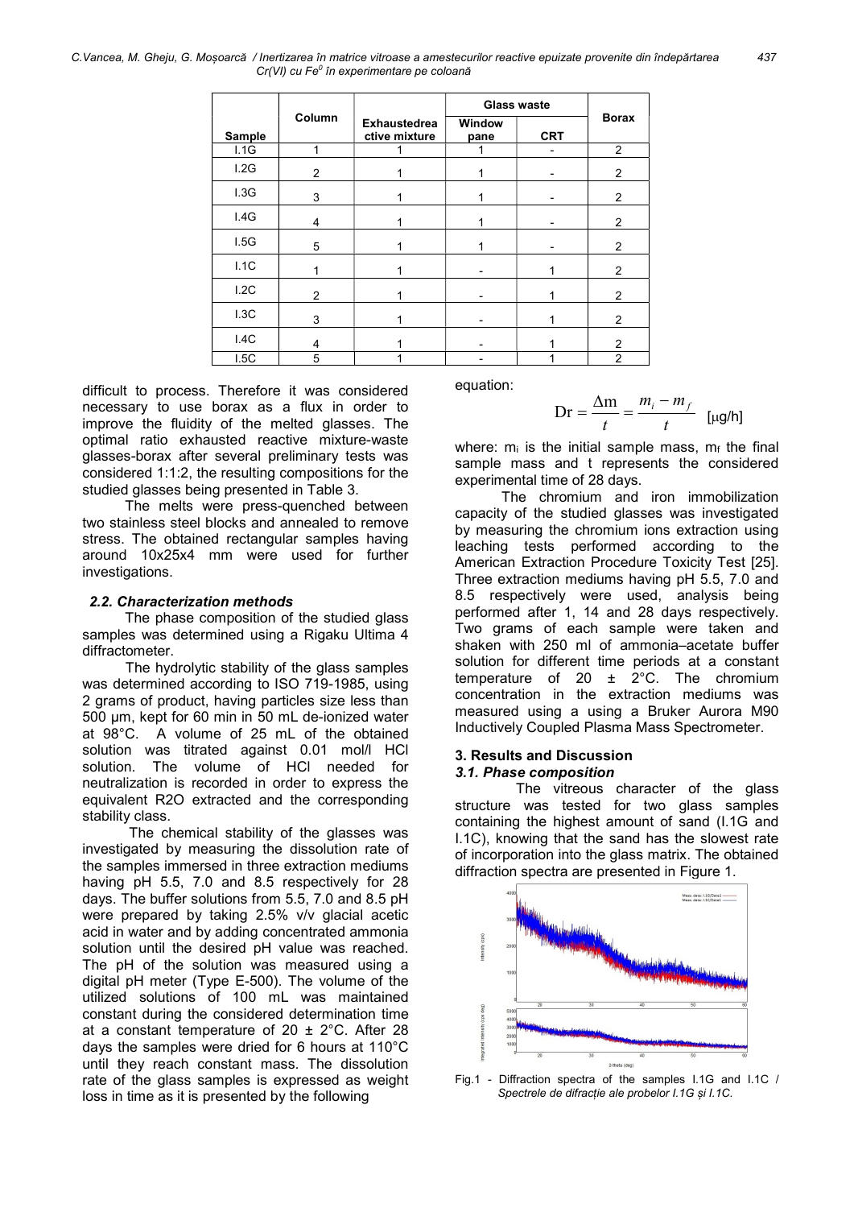| Sample | Column | Exhaustedreactive mixture | Glass waste | | Borax |
|---|---|---|---|---|---|
| | | | Window pane | CRT | |
| I.1G | 1 | 1 | 1 | - | 2 |
| I.2G | 2 | 1 | 1 | - | 2 |
| I.3G | 3 | 1 | 1 | - | 2 |
| I.4G | 4 | 1 | 1 | - | 2 |
| I.5G | 5 | 1 | 1 | - | 2 |
| I.1C | 1 | 1 | - | 1 | 2 |
| I.2C | 2 | 1 | - | 1 | 2 |
| I.3C | 3 | 1 | - | 1 | 2 |
| I.4C | 4 | 1 | - | 1 | 2 |
| I.5C | 5 | 1 | - | 1 | 2 |

difficult to process. Therefore it was considered necessary to use borax as a flux in order to improve the fluidity of the melted glasses. The optimal ratio exhausted reactive mixture-waste glasses-borax after several preliminary tests was considered 1:1:2, the resulting compositions for the studied glasses being presented in Table 3.

The melts were press-quenched between two stainless steel blocks and annealed to remove stress. The obtained rectangular samples having around 10x25x4 mm were used for further investigations.

### 2.2. Characterization methods

The phase composition of the studied glass samples was determined using a Rigaku Ultima 4 diffractometer.

The hydrolytic stability of the glass samples was determined according to ISO 719-1985, using 2 grams of product, having particles size less than 500 µm, kept for 60 min in 50 mL de-ionized water at 98°C. A volume of 25 mL of the obtained solution was titrated against 0.01 mol/l HCl solution. The volume of HCl needed for neutralization is recorded in order to express the equivalent R2O extracted and the corresponding stability class.

The chemical stability of the glasses was investigated by measuring the dissolution rate of the samples immersed in three extraction mediums having pH 5.5, 7.0 and 8.5 respectively for 28 days. The buffer solutions from 5.5, 7.0 and 8.5 pH were prepared by taking 2.5% v/v glacial acetic acid in water and by adding concentrated ammonia solution until the desired pH value was reached. The pH of the solution was measured using a digital pH meter (Type E-500). The volume of the utilized solutions of 100 mL was maintained constant during the considered determination time at a constant temperature of 20 ± 2°C. After 28 days the samples were dried for 6 hours at 110°C until they reach constant mass. The dissolution rate of the glass samples is expressed as weight loss in time as it is presented by the following equation:

$$\mathrm{Dr} = \frac{\Delta \mathrm{m}}{t} = \frac{m_i - m_f}{t} \quad [\mu g/h]$$

where: $m_i$ is the initial sample mass, $m_f$ the final sample mass and t represents the considered experimental time of 28 days.

The chromium and iron immobilization capacity of the studied glasses was investigated by measuring the chromium ions extraction using leaching tests performed according to the American Extraction Procedure Toxicity Test [25]. Three extraction mediums having pH 5.5, 7.0 and 8.5 respectively were used, analysis being performed after 1, 14 and 28 days respectively. Two grams of each sample were taken and shaken with 250 ml of ammonia–acetate buffer solution for different time periods at a constant temperature of 20 ± 2°C. The chromium concentration in the extraction mediums was measured using a using a Bruker Aurora M90 Inductively Coupled Plasma Mass Spectrometer.

## 3. Results and Discussion

### 3.1. Phase composition

The vitreous character of the glass structure was tested for two glass samples containing the highest amount of sand (I.1G and I.1C), knowing that the sand has the slowest rate of incorporation into the glass matrix. The obtained diffraction spectra are presented in Figure 1.

Fig.1 - Diffraction spectra of the samples I.1G and I.1C / *Spectrele de difracție ale probelor I.1G și I.1C.*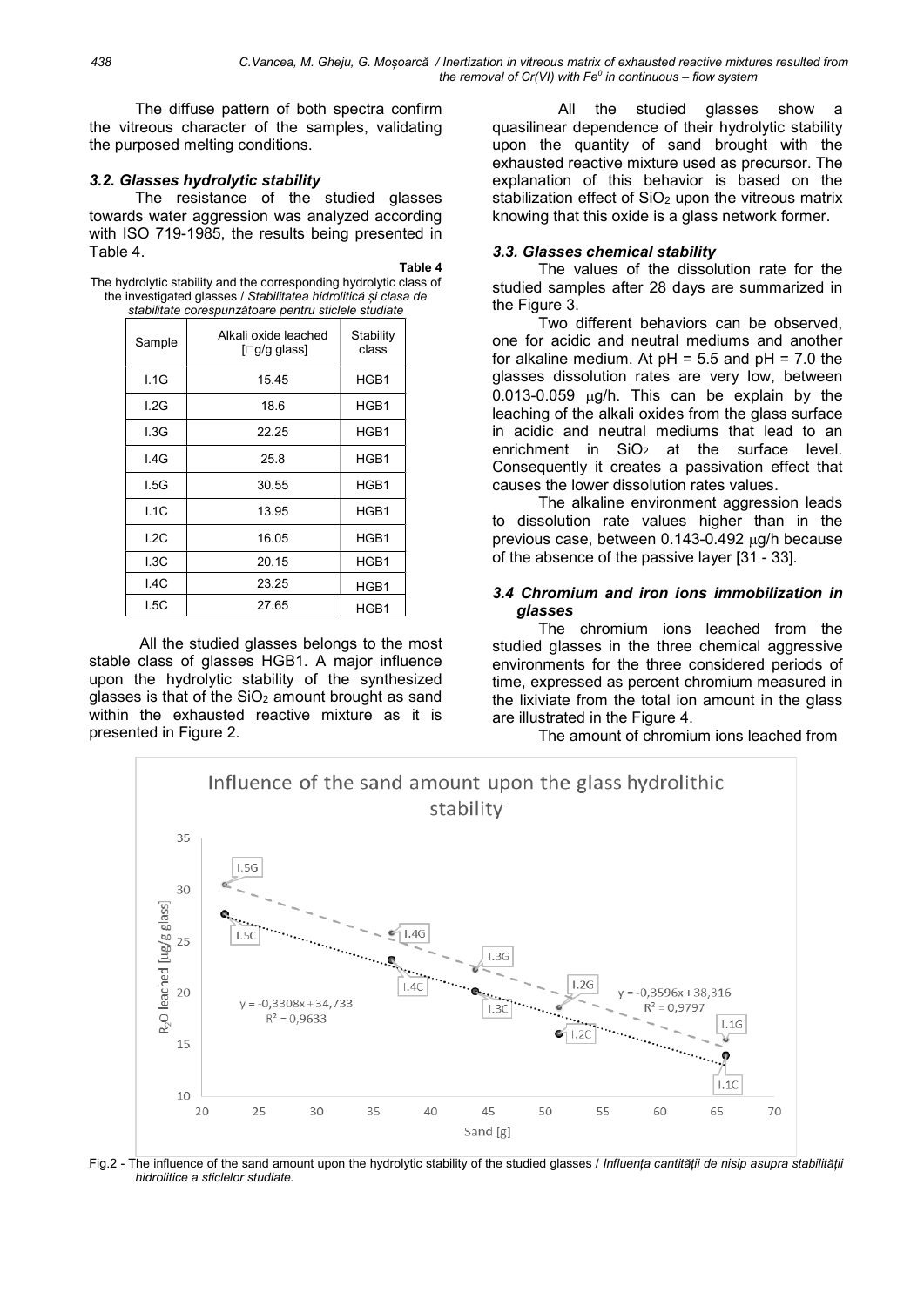The diffuse pattern of both spectra confirm the vitreous character of the samples, validating the purposed melting conditions.

### *3.2. Glasses hydrolytic stability*

The resistance of the studied glasses towards water aggression was analyzed according with ISO 719-1985, the results being presented in Table 4.

**Table 4**

The hydrolytic stability and the corresponding hydrolytic class of the investigated glasses / *Stabilitatea hidrolitică și clasa de stabilitate corespunzătoare pentru sticlele studiate*

| Sample | Alkali oxide leached [□g/g glass] | Stability class |
|---|---|---|
| I.1G | 15.45 | HGB1 |
| I.2G | 18.6 | HGB1 |
| I.3G | 22.25 | HGB1 |
| I.4G | 25.8 | HGB1 |
| I.5G | 30.55 | HGB1 |
| I.1C | 13.95 | HGB1 |
| I.2C | 16.05 | HGB1 |
| I.3C | 20.15 | HGB1 |
| I.4C | 23.25 | HGB1 |
| I.5C | 27.65 | HGB1 |

All the studied glasses belongs to the most stable class of glasses HGB1. A major influence upon the hydrolytic stability of the synthesized glasses is that of the $SiO_2$ amount brought as sand within the exhausted reactive mixture as it is presented in Figure 2.

All the studied glasses show a quasilinear dependence of their hydrolytic stability upon the quantity of sand brought with the exhausted reactive mixture used as precursor. The explanation of this behavior is based on the stabilization effect of $SiO_2$ upon the vitreous matrix knowing that this oxide is a glass network former.

### *3.3. Glasses chemical stability*

The values of the dissolution rate for the studied samples after 28 days are summarized in the Figure 3.

Two different behaviors can be observed, one for acidic and neutral mediums and another for alkaline medium. At pH = 5.5 and pH = 7.0 the glasses dissolution rates are very low, between 0.013-0.059 μg/h. This can be explain by the leaching of the alkali oxides from the glass surface in acidic and neutral mediums that lead to an enrichment in $SiO_2$ at the surface level. Consequently it creates a passivation effect that causes the lower dissolution rates values.

The alkaline environment aggression leads to dissolution rate values higher than in the previous case, between 0.143-0.492 μg/h because of the absence of the passive layer [31 - 33].

### *3.4 Chromium and iron ions immobilization in glasses*

The chromium ions leached from the studied glasses in the three chemical aggressive environments for the three considered periods of time, expressed as percent chromium measured in the lixiviate from the total ion amount in the glass are illustrated in the Figure 4.

The amount of chromium ions leached from

Fig.2 - The influence of the sand amount upon the hydrolytic stability of the studied glasses / *Influența cantității de nisip asupra stabilității hidrolitice a sticlelor studiate.*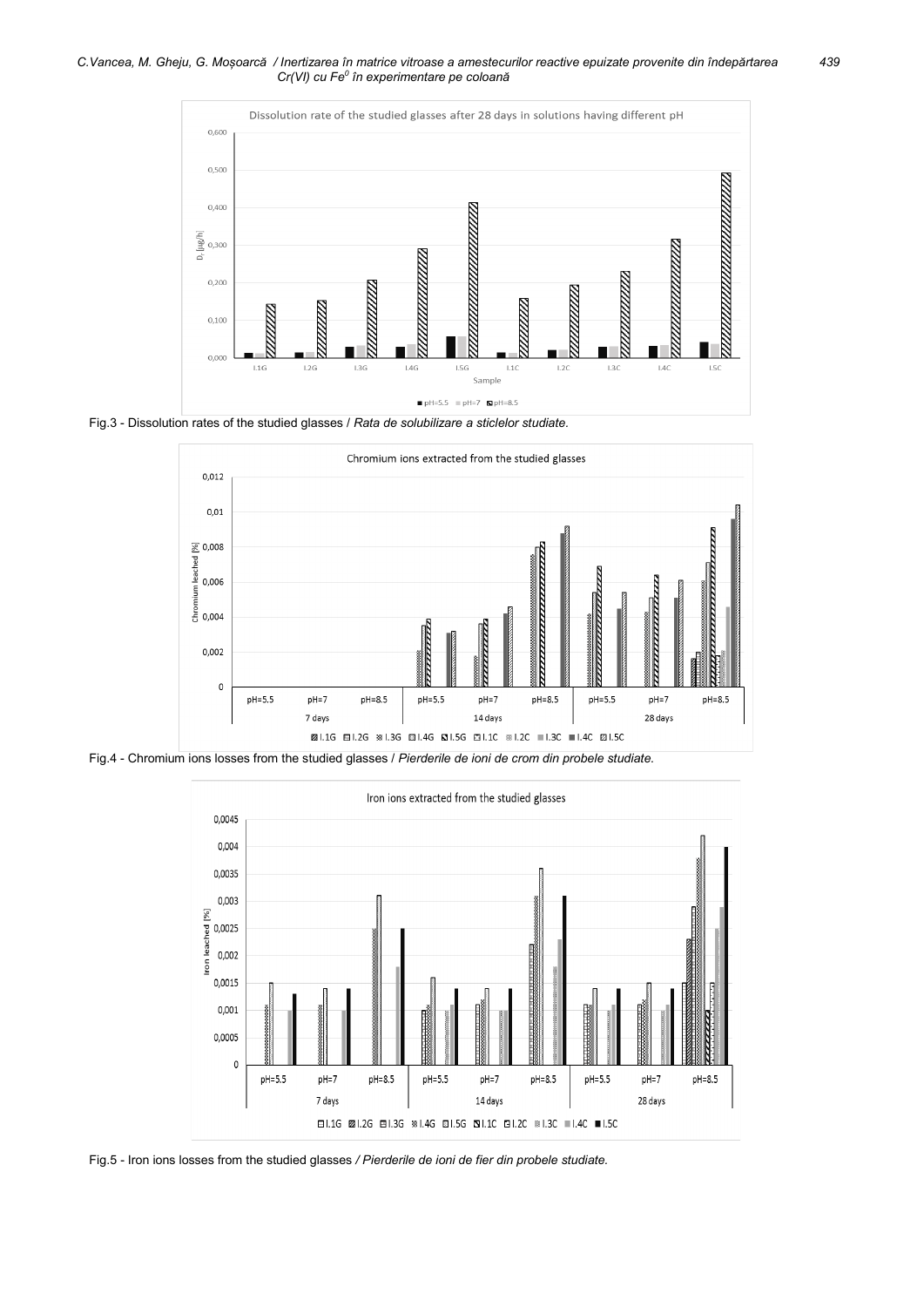Fig.3 - Dissolution rates of the studied glasses / *Rata de solubilizare a sticlelor studiate.*

Fig.4 - Chromium ions losses from the studied glasses / *Pierderile de ioni de crom din probele studiate.*

Fig.5 - Iron ions losses from the studied glasses */ Pierderile de ioni de fier din probele studiate.*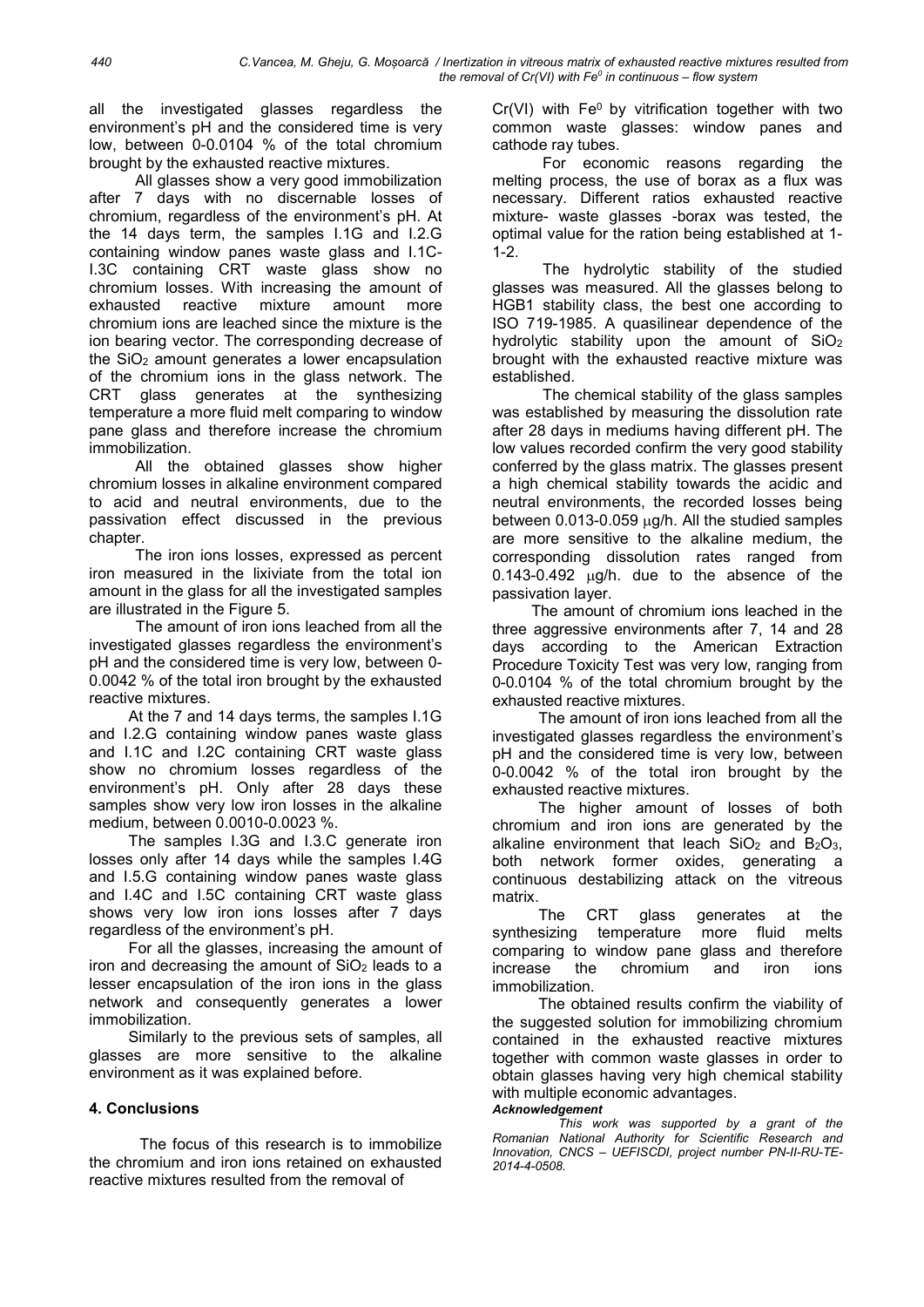all the investigated glasses regardless the environment's pH and the considered time is very low, between 0-0.0104 % of the total chromium brought by the exhausted reactive mixtures.

All glasses show a very good immobilization after 7 days with no discernable losses of chromium, regardless of the environment's pH. At the 14 days term, the samples I.1G and I.2.G containing window panes waste glass and I.1C-I.3C containing CRT waste glass show no chromium losses. With increasing the amount of exhausted reactive mixture amount more chromium ions are leached since the mixture is the ion bearing vector. The corresponding decrease of the $SiO_2$ amount generates a lower encapsulation of the chromium ions in the glass network. The CRT glass generates at the synthesizing temperature a more fluid melt comparing to window pane glass and therefore increase the chromium immobilization.

All the obtained glasses show higher chromium losses in alkaline environment compared to acid and neutral environments, due to the passivation effect discussed in the previous chapter.

The iron ions losses, expressed as percent iron measured in the lixiviate from the total ion amount in the glass for all the investigated samples are illustrated in the Figure 5.

The amount of iron ions leached from all the investigated glasses regardless the environment's pH and the considered time is very low, between 0-0.0042 % of the total iron brought by the exhausted reactive mixtures.

At the 7 and 14 days terms, the samples I.1G and I.2.G containing window panes waste glass and I.1C and I.2C containing CRT waste glass show no chromium losses regardless of the environment's pH. Only after 28 days these samples show very low iron losses in the alkaline medium, between 0.0010-0.0023 %.

The samples I.3G and I.3.C generate iron losses only after 14 days while the samples I.4G and I.5.G containing window panes waste glass and I.4C and I.5C containing CRT waste glass shows very low iron ions losses after 7 days regardless of the environment's pH.

For all the glasses, increasing the amount of iron and decreasing the amount of $SiO_2$ leads to a lesser encapsulation of the iron ions in the glass network and consequently generates a lower immobilization.

Similarly to the previous sets of samples, all glasses are more sensitive to the alkaline environment as it was explained before.

## 4. Conclusions

The focus of this research is to immobilize the chromium and iron ions retained on exhausted reactive mixtures resulted from the removal of Cr(VI) with $Fe^0$ by vitrification together with two common waste glasses: window panes and cathode ray tubes.

For economic reasons regarding the melting process, the use of borax as a flux was necessary. Different ratios exhausted reactive mixture- waste glasses -borax was tested, the optimal value for the ration being established at 1-1-2.

The hydrolytic stability of the studied glasses was measured. All the glasses belong to HGB1 stability class, the best one according to ISO 719-1985. A quasilinear dependence of the hydrolytic stability upon the amount of $SiO_2$ brought with the exhausted reactive mixture was established.

The chemical stability of the glass samples was established by measuring the dissolution rate after 28 days in mediums having different pH. The low values recorded confirm the very good stability conferred by the glass matrix. The glasses present a high chemical stability towards the acidic and neutral environments, the recorded losses being between 0.013-0.059 μg/h. All the studied samples are more sensitive to the alkaline medium, the corresponding dissolution rates ranged from 0.143-0.492 μg/h. due to the absence of the passivation layer.

The amount of chromium ions leached in the three aggressive environments after 7, 14 and 28 days according to the American Extraction Procedure Toxicity Test was very low, ranging from 0-0.0104 % of the total chromium brought by the exhausted reactive mixtures.

The amount of iron ions leached from all the investigated glasses regardless the environment's pH and the considered time is very low, between 0-0.0042 % of the total iron brought by the exhausted reactive mixtures.

The higher amount of losses of both chromium and iron ions are generated by the alkaline environment that leach $SiO_2$ and $B_2O_3$, both network former oxides, generating a continuous destabilizing attack on the vitreous matrix.

The CRT glass generates at the synthesizing temperature more fluid melts comparing to window pane glass and therefore increase the chromium and iron ions immobilization.

The obtained results confirm the viability of the suggested solution for immobilizing chromium contained in the exhausted reactive mixtures together with common waste glasses in order to obtain glasses having very high chemical stability with multiple economic advantages.

***Acknowledgement***

*This work was supported by a grant of the Romanian National Authority for Scientific Research and Innovation, CNCS – UEFISCDI, project number PN-II-RU-TE-2014-4-0508.*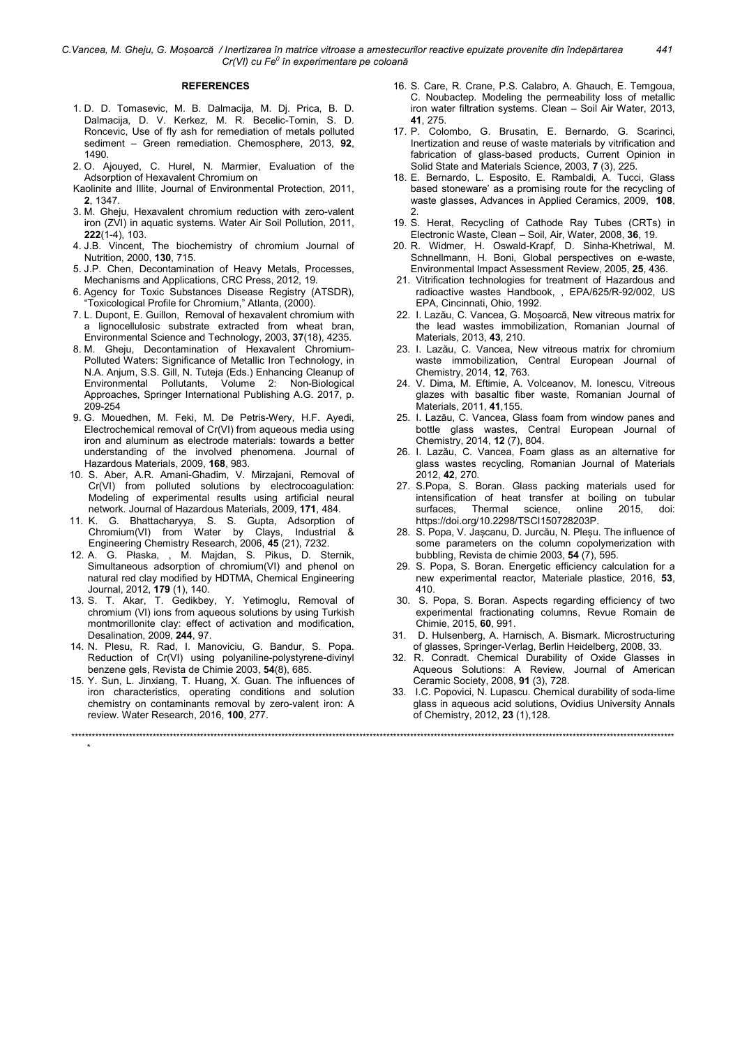## REFERENCES

1. D. D. Tomasevic, M. B. Dalmacija, M. Dj. Prica, B. D. Dalmacija, D. V. Kerkez, M. R. Becelic-Tomin, S. D. Roncevic, Use of fly ash for remediation of metals polluted sediment – Green remediation. Chemosphere, 2013, **92**, 1490.
2. O. Ajouyed, C. Hurel, N. Marmier, Evaluation of the Adsorption of Hexavalent Chromium on Kaolinite and Illite, Journal of Environmental Protection, 2011, **2**, 1347.
3. M. Gheju, Hexavalent chromium reduction with zero-valent iron (ZVI) in aquatic systems. Water Air Soil Pollution, 2011, **222**(1-4), 103.
4. J.B. Vincent, The biochemistry of chromium Journal of Nutrition, 2000, **130**, 715.
5. J.P. Chen, Decontamination of Heavy Metals, Processes, Mechanisms and Applications, CRC Press, 2012, 19.
6. Agency for Toxic Substances Disease Registry (ATSDR), "Toxicological Profile for Chromium," Atlanta, (2000).
7. L. Dupont, E. Guillon, Removal of hexavalent chromium with a lignocellulosic substrate extracted from wheat bran, Environmental Science and Technology, 2003, **37**(18), 4235.
8. M. Gheju, Decontamination of Hexavalent Chromium-Polluted Waters: Significance of Metallic Iron Technology, in N.A. Anjum, S.S. Gill, N. Tuteja (Eds.) Enhancing Cleanup of Environmental Pollutants, Volume 2: Non-Biological Approaches, Springer International Publishing A.G. 2017, p. 209-254
9. G. Mouedhen, M. Feki, M. De Petris-Wery, H.F. Ayedi, Electrochemical removal of Cr(VI) from aqueous media using iron and aluminum as electrode materials: towards a better understanding of the involved phenomena. Journal of Hazardous Materials, 2009, **168**, 983.
10. S. Aber, A.R. Amani-Ghadim, V. Mirzajani, Removal of Cr(VI) from polluted solutions by electrocoagulation: Modeling of experimental results using artificial neural network. Journal of Hazardous Materials, 2009, **171**, 484.
11. K. G. Bhattacharyya, S. S. Gupta, Adsorption of Chromium(VI) from Water by Clays, Industrial & Engineering Chemistry Research, 2006, **45** (21), 7232.
12. A. G. Płaska, , M. Majdan, S. Pikus, D. Sternik, Simultaneous adsorption of chromium(VI) and phenol on natural red clay modified by HDTMA, Chemical Engineering Journal, 2012, **179** (1), 140.
13. S. T. Akar, T. Gedikbey, Y. Yetimoglu, Removal of chromium (VI) ions from aqueous solutions by using Turkish montmorillonite clay: effect of activation and modification, Desalination, 2009, **244**, 97.
14. N. Plesu, R. Rad, I. Manoviciu, G. Bandur, S. Popa. Reduction of Cr(VI) using polyaniline-polystyrene-divinyl benzene gels, Revista de Chimie 2003, **54**(8), 685.
15. Y. Sun, L. Jinxiang, T. Huang, X. Guan. The influences of iron characteristics, operating conditions and solution chemistry on contaminants removal by zero-valent iron: A review. Water Research, 2016, **100**, 277.
16. S. Care, R. Crane, P.S. Calabro, A. Ghauch, E. Temgoua, C. Noubactep. Modeling the permeability loss of metallic iron water filtration systems. Clean – Soil Air Water, 2013, **41**, 275.
17. P. Colombo, G. Brusatin, E. Bernardo, G. Scarinci, Inertization and reuse of waste materials by vitrification and fabrication of glass-based products, Current Opinion in Solid State and Materials Science, 2003, **7** (3), 225.
18. E. Bernardo, L. Esposito, E. Rambaldi, A. Tucci, Glass based stoneware' as a promising route for the recycling of waste glasses, Advances in Applied Ceramics, 2009, **108**, 2.
19. S. Herat, Recycling of Cathode Ray Tubes (CRTs) in Electronic Waste, Clean – Soil, Air, Water, 2008, **36**, 19.
20. R. Widmer, H. Oswald-Krapf, D. Sinha-Khetriwal, M. Schnellmann, H. Boni, Global perspectives on e-waste, Environmental Impact Assessment Review, 2005, **25**, 436.
21. Vitrification technologies for treatment of Hazardous and radioactive wastes Handbook, , EPA/625/R-92/002, US EPA, Cincinnati, Ohio, 1992.
22. I. Lazău, C. Vancea, G. Moșoarcă, New vitreous matrix for the lead wastes immobilization, Romanian Journal of Materials, 2013, **43**, 210.
23. I. Lazău, C. Vancea, New vitreous matrix for chromium waste immobilization, Central European Journal of Chemistry, 2014, **12**, 763.
24. V. Dima, M. Eftimie, A. Volceanov, M. Ionescu, Vitreous glazes with basaltic fiber waste, Romanian Journal of Materials, 2011, **41**,155.
25. I. Lazău, C. Vancea, Glass foam from window panes and bottle glass wastes, Central European Journal of Chemistry, 2014, **12** (7), 804.
26. I. Lazău, C. Vancea, Foam glass as an alternative for glass wastes recycling, Romanian Journal of Materials 2012, **42**, 270.
27. S.Popa, S. Boran. Glass packing materials used for intensification of heat transfer at boiling on tubular surfaces, Thermal science, online 2015, doi: https://doi.org/10.2298/TSCI150728203P.
28. S. Popa, V. Jașcanu, D. Jurcău, N. Pleșu. The influence of some parameters on the column copolymerization with bubbling, Revista de chimie 2003, **54** (7), 595.
29. S. Popa, S. Boran. Energetic efficiency calculation for a new experimental reactor, Materiale plastice, 2016, **53**, 410.
30. S. Popa, S. Boran. Aspects regarding efficiency of two experimental fractionating columns, Revue Romain de Chimie, 2015, **60**, 991.
31. D. Hulsenberg, A. Harnisch, A. Bismark. Microstructuring of glasses, Springer-Verlag, Berlin Heidelberg, 2008, 33.
32. R. Conradt. Chemical Durability of Oxide Glasses in Aqueous Solutions: A Review, Journal of American Ceramic Society, 2008, **91** (3), 728.
33. I.C. Popovici, N. Lupascu. Chemical durability of soda-lime glass in aqueous acid solutions, Ovidius University Annals of Chemistry, 2012, **23** (1),128.